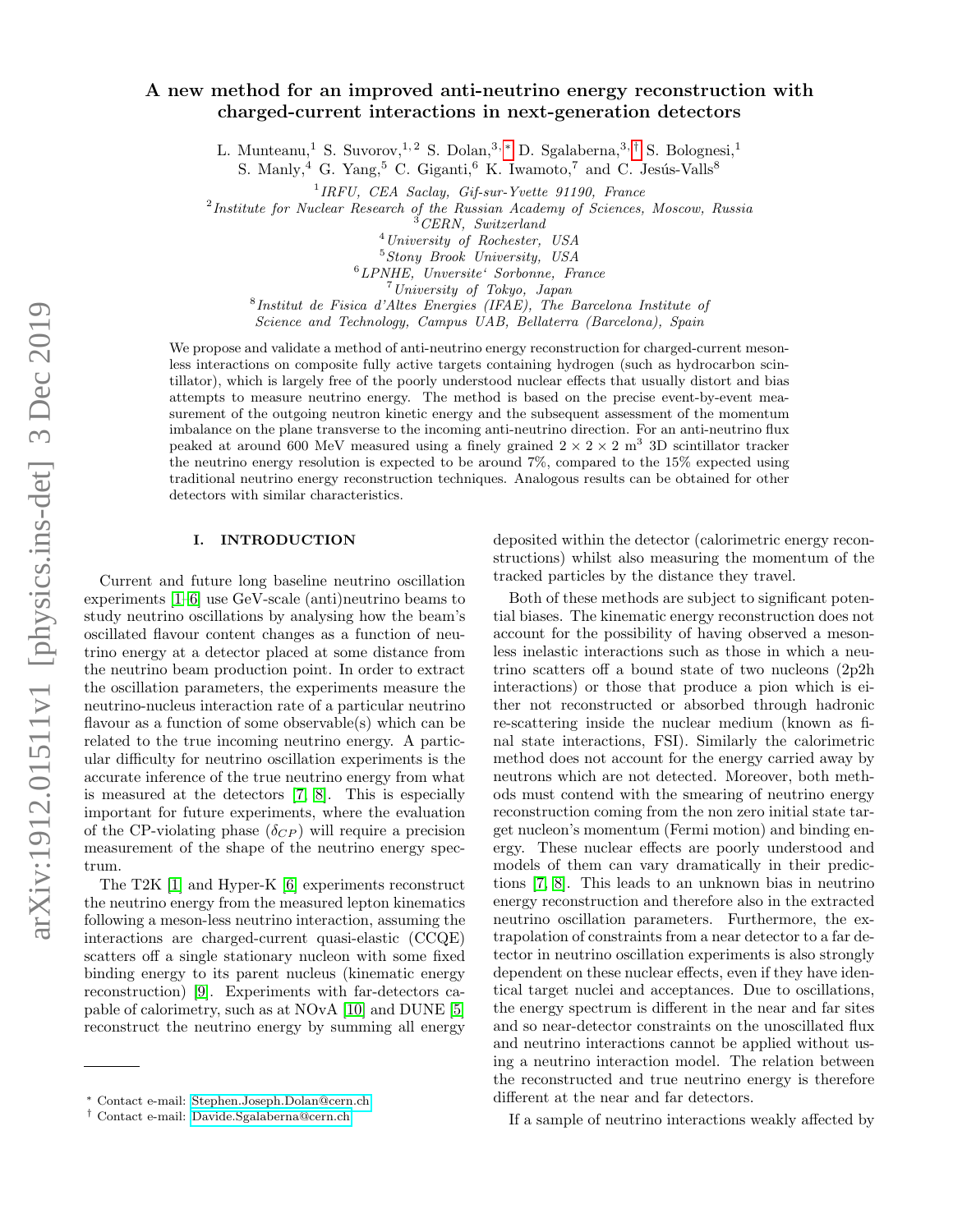# A new method for an improved anti-neutrino energy reconstruction with charged-current interactions in next-generation detectors

L. Munteanu,[1] S. Suvorov,[1,2] S. Dolan,[3,*] D. Sgalaberna,[3,†] S. Bolognesi,[1] S. Manly,[4] G. Yang,[5] C. Giganti,[6] K. Iwamoto,[7] and C. Jesús-Valls[8]

[1] *IRFU, CEA Saclay, Gif-sur-Yvette 91190, France*
[2] *Institute for Nuclear Research of the Russian Academy of Sciences, Moscow, Russia*
[3] *CERN, Switzerland*
[4] *University of Rochester, USA*
[5] *Stony Brook University, USA*
[6] *LPNHE, Unversite' Sorbonne, France*
[7] *University of Tokyo, Japan*
[8] *Institut de Fisica d'Altes Energies (IFAE), The Barcelona Institute of Science and Technology, Campus UAB, Bellaterra (Barcelona), Spain*

We propose and validate a method of anti-neutrino energy reconstruction for charged-current mesonless interactions on composite fully active targets containing hydrogen (such as hydrocarbon scintillator), which is largely free of the poorly understood nuclear effects that usually distort and bias attempts to measure neutrino energy. The method is based on the precise event-by-event measurement of the outgoing neutron kinetic energy and the subsequent assessment of the momentum imbalance on the plane transverse to the incoming anti-neutrino direction. For an anti-neutrino flux peaked at around 600 MeV measured using a finely grained $2 \times 2 \times 2$ m$^3$ 3D scintillator tracker the neutrino energy resolution is expected to be around 7%, compared to the 15% expected using traditional neutrino energy reconstruction techniques. Analogous results can be obtained for other detectors with similar characteristics.

## I. INTRODUCTION

Current and future long baseline neutrino oscillation experiments [1–6] use GeV-scale (anti)neutrino beams to study neutrino oscillations by analysing how the beam's oscillated flavour content changes as a function of neutrino energy at a detector placed at some distance from the neutrino beam production point. In order to extract the oscillation parameters, the experiments measure the neutrino-nucleus interaction rate of a particular neutrino flavour as a function of some observable(s) which can be related to the true incoming neutrino energy. A particular difficulty for neutrino oscillation experiments is the accurate inference of the true neutrino energy from what is measured at the detectors [7, 8]. This is especially important for future experiments, where the evaluation of the CP-violating phase ($\delta_{CP}$) will require a precision measurement of the shape of the neutrino energy spectrum.

The T2K [1] and Hyper-K [6] experiments reconstruct the neutrino energy from the measured lepton kinematics following a meson-less neutrino interaction, assuming the interactions are charged-current quasi-elastic (CCQE) scatters off a single stationary nucleon with some fixed binding energy to its parent nucleus (kinematic energy reconstruction) [9]. Experiments with far-detectors capable of calorimetry, such as at NOvA [10] and DUNE [5] reconstruct the neutrino energy by summing all energy deposited within the detector (calorimetric energy reconstructions) whilst also measuring the momentum of the tracked particles by the distance they travel.

Both of these methods are subject to significant potential biases. The kinematic energy reconstruction does not account for the possibility of having observed a mesonless inelastic interactions such as those in which a neutrino scatters off a bound state of two nucleons (2p2h interactions) or those that produce a pion which is either not reconstructed or absorbed through hadronic re-scattering inside the nuclear medium (known as final state interactions, FSI). Similarly the calorimetric method does not account for the energy carried away by neutrons which are not detected. Moreover, both methods must contend with the smearing of neutrino energy reconstruction coming from the non zero initial state target nucleon's momentum (Fermi motion) and binding energy. These nuclear effects are poorly understood and models of them can vary dramatically in their predictions [7, 8]. This leads to an unknown bias in neutrino energy reconstruction and therefore also in the extracted neutrino oscillation parameters. Furthermore, the extrapolation of constraints from a near detector to a far detector in neutrino oscillation experiments is also strongly dependent on these nuclear effects, even if they have identical target nuclei and acceptances. Due to oscillations, the energy spectrum is different in the near and far sites and so near-detector constraints on the unoscillated flux and neutrino interactions cannot be applied without using a neutrino interaction model. The relation between the reconstructed and true neutrino energy is therefore different at the near and far detectors.

If a sample of neutrino interactions weakly affected by

* Contact e-mail: Stephen.Joseph.Dolan@cern.ch
† Contact e-mail: Davide.Sgalaberna@cern.ch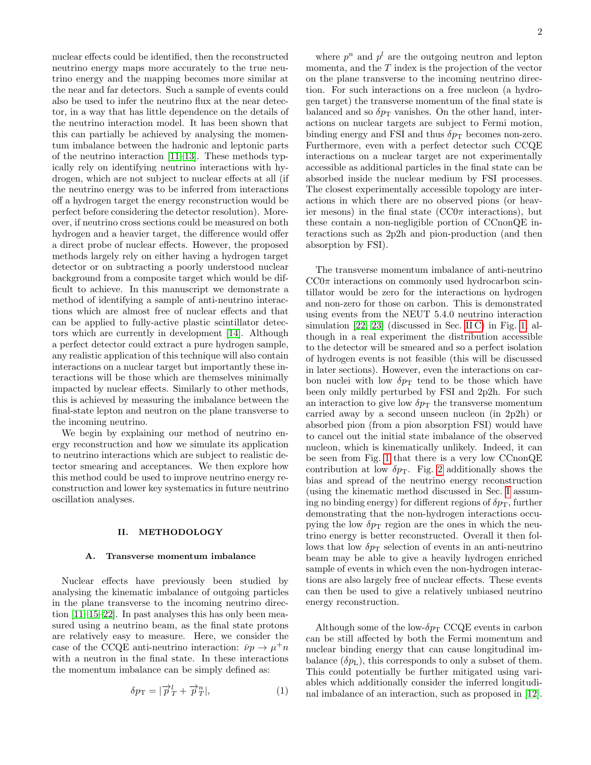nuclear effects could be identified, then the reconstructed neutrino energy maps more accurately to the true neutrino energy and the mapping becomes more similar at the near and far detectors. Such a sample of events could also be used to infer the neutrino flux at the near detector, in a way that has little dependence on the details of the neutrino interaction model. It has been shown that this can partially be achieved by analysing the momentum imbalance between the hadronic and leptonic parts of the neutrino interaction [11–13]. These methods typically rely on identifying neutrino interactions with hydrogen, which are not subject to nuclear effects at all (if the neutrino energy was to be inferred from interactions off a hydrogen target the energy reconstruction would be perfect before considering the detector resolution). Moreover, if neutrino cross sections could be measured on both hydrogen and a heavier target, the difference would offer a direct probe of nuclear effects. However, the proposed methods largely rely on either having a hydrogen target detector or on subtracting a poorly understood nuclear background from a composite target which would be difficult to achieve. In this manuscript we demonstrate a method of identifying a sample of anti-neutrino interactions which are almost free of nuclear effects and that can be applied to fully-active plastic scintillator detectors which are currently in development [14]. Although a perfect detector could extract a pure hydrogen sample, any realistic application of this technique will also contain interactions on a nuclear target but importantly these interactions will be those which are themselves minimally impacted by nuclear effects. Similarly to other methods, this is achieved by measuring the imbalance between the final-state lepton and neutron on the plane transverse to the incoming neutrino.

We begin by explaining our method of neutrino energy reconstruction and how we simulate its application to neutrino interactions which are subject to realistic detector smearing and acceptances. We then explore how this method could be used to improve neutrino energy reconstruction and lower key systematics in future neutrino oscillation analyses.

## II. METHODOLOGY

### A. Transverse momentum imbalance

Nuclear effects have previously been studied by analysing the kinematic imbalance of outgoing particles in the plane transverse to the incoming neutrino direction [11, 15–22]. In past analyses this has only been measured using a neutrino beam, as the final state protons are relatively easy to measure. Here, we consider the case of the CCQE anti-neutrino interaction: $\bar{\nu} p \to \mu^{+} n$ with a neutron in the final state. In these interactions the momentum imbalance can be simply defined as:

$$\delta p_{\mathrm{T}} = |\overrightarrow{p}^{\,l}_{T} + \overrightarrow{p}^{\,n}_{T}|, \tag{1}$$

where $p^n$ and $p^l$ are the outgoing neutron and lepton momenta, and the $T$ index is the projection of the vector on the plane transverse to the incoming neutrino direction. For such interactions on a free nucleon (a hydrogen target) the transverse momentum of the final state is balanced and so $\delta p_{\mathrm{T}}$ vanishes. On the other hand, interactions on nuclear targets are subject to Fermi motion, binding energy and FSI and thus $\delta p_{\mathrm{T}}$ becomes non-zero. Furthermore, even with a perfect detector such CCQE interactions on a nuclear target are not experimentally accessible as additional particles in the final state can be absorbed inside the nuclear medium by FSI processes. The closest experimentally accessible topology are interactions in which there are no observed pions (or heavier mesons) in the final state (CC0$\pi$ interactions), but these contain a non-negligible portion of CCnonQE interactions such as 2p2h and pion-production (and then absorption by FSI).

The transverse momentum imbalance of anti-neutrino CC0$\pi$ interactions on commonly used hydrocarbon scintillator would be zero for the interactions on hydrogen and non-zero for those on carbon. This is demonstrated using events from the NEUT 5.4.0 neutrino interaction simulation [22, 23] (discussed in Sec. II C) in Fig. 1, although in a real experiment the distribution accessible to the detector will be smeared and so a perfect isolation of hydrogen events is not feasible (this will be discussed in later sections). However, even the interactions on carbon nuclei with low $\delta p_{\mathrm{T}}$ tend to be those which have been only mildly perturbed by FSI and 2p2h. For such an interaction to give low $\delta p_{\mathrm{T}}$ the transverse momentum carried away by a second unseen nucleon (in 2p2h) or absorbed pion (from a pion absorption FSI) would have to cancel out the initial state imbalance of the observed nucleon, which is kinematically unlikely. Indeed, it can be seen from Fig. 1 that there is a very low CCnonQE contribution at low $\delta p_{\mathrm{T}}$. Fig. 2 additionally shows the bias and spread of the neutrino energy reconstruction (using the kinematic method discussed in Sec. I assuming no binding energy) for different regions of $\delta p_{\mathrm{T}}$, further demonstrating that the non-hydrogen interactions occupying the low $\delta p_{\mathrm{T}}$ region are the ones in which the neutrino energy is better reconstructed. Overall it then follows that low $\delta p_{\mathrm{T}}$ selection of events in an anti-neutrino beam may be able to give a heavily hydrogen enriched sample of events in which even the non-hydrogen interactions are also largely free of nuclear effects. These events can then be used to give a relatively unbiased neutrino energy reconstruction.

Although some of the low-$\delta p_{\mathrm{T}}$ CCQE events in carbon can be still affected by both the Fermi momentum and nuclear binding energy that can cause longitudinal imbalance ($\delta p_{\mathrm{L}}$), this corresponds to only a subset of them. This could potentially be further mitigated using variables which additionally consider the inferred longitudinal imbalance of an interaction, such as proposed in [12].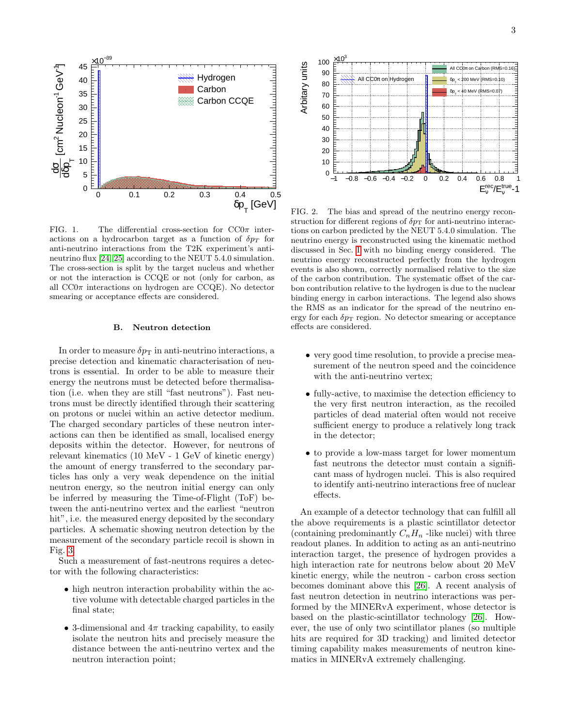FIG. 1. The differential cross-section for CC0$\pi$ interactions on a hydrocarbon target as a function of $\delta p_T$ for anti-neutrino interactions from the T2K experiment's anti-neutrino flux [24, 25] according to the NEUT 5.4.0 simulation. The cross-section is split by the target nucleus and whether or not the interaction is CCQE or not (only for carbon, as all CC0$\pi$ interactions on hydrogen are CCQE). No detector smearing or acceptance effects are considered.

FIG. 2. The bias and spread of the neutrino energy reconstruction for different regions of $\delta p_T$ for anti-neutrino interactions on carbon predicted by the NEUT 5.4.0 simulation. The neutrino energy is reconstructed using the kinematic method discussed in Sec. I with no binding energy considered. The neutrino energy reconstructed perfectly from the hydrogen events is also shown, correctly normalised relative to the size of the carbon contribution. The systematic offset of the carbon contribution relative to the hydrogen is due to the nuclear binding energy in carbon interactions. The legend also shows the RMS as an indicator for the spread of the neutrino energy for each $\delta p_T$ region. No detector smearing or acceptance effects are considered.

### B. Neutron detection

In order to measure $\delta p_T$ in anti-neutrino interactions, a precise detection and kinematic characterisation of neutrons is essential. In order to be able to measure their energy the neutrons must be detected before thermalisation (i.e. when they are still "fast neutrons"). Fast neutrons must be directly identified through their scattering on protons or nuclei within an active detector medium. The charged secondary particles of these neutron interactions can then be identified as small, localised energy deposits within the detector. However, for neutrons of relevant kinematics (10 MeV - 1 GeV of kinetic energy) the amount of energy transferred to the secondary particles has only a very weak dependence on the initial neutron energy, so the neutron initial energy can only be inferred by measuring the Time-of-Flight (ToF) between the anti-neutrino vertex and the earliest "neutron hit", i.e. the measured energy deposited by the secondary particles. A schematic showing neutron detection by the measurement of the secondary particle recoil is shown in Fig. 3.

Such a measurement of fast-neutrons requires a detector with the following characteristics:

- high neutron interaction probability within the active volume with detectable charged particles in the final state;
- 3-dimensional and $4\pi$ tracking capability, to easily isolate the neutron hits and precisely measure the distance between the anti-neutrino vertex and the neutron interaction point;
- very good time resolution, to provide a precise measurement of the neutron speed and the coincidence with the anti-neutrino vertex;
- fully-active, to maximise the detection efficiency to the very first neutron interaction, as the recoiled particles of dead material often would not receive sufficient energy to produce a relatively long track in the detector;
- to provide a low-mass target for lower momentum fast neutrons the detector must contain a significant mass of hydrogen nuclei. This is also required to identify anti-neutrino interactions free of nuclear effects.

An example of a detector technology that can fulfill all the above requirements is a plastic scintillator detector (containing predominantly $C_nH_n$ -like nuclei) with three readout planes. In addition to acting as an anti-neutrino interaction target, the presence of hydrogen provides a high interaction rate for neutrons below about 20 MeV kinetic energy, while the neutron - carbon cross section becomes dominant above this [26]. A recent analysis of fast neutron detection in neutrino interactions was performed by the MINERvA experiment, whose detector is based on the plastic-scintillator technology [26]. However, the use of only two scintillator planes (so multiple hits are required for 3D tracking) and limited detector timing capability makes measurements of neutron kinematics in MINERvA extremely challenging.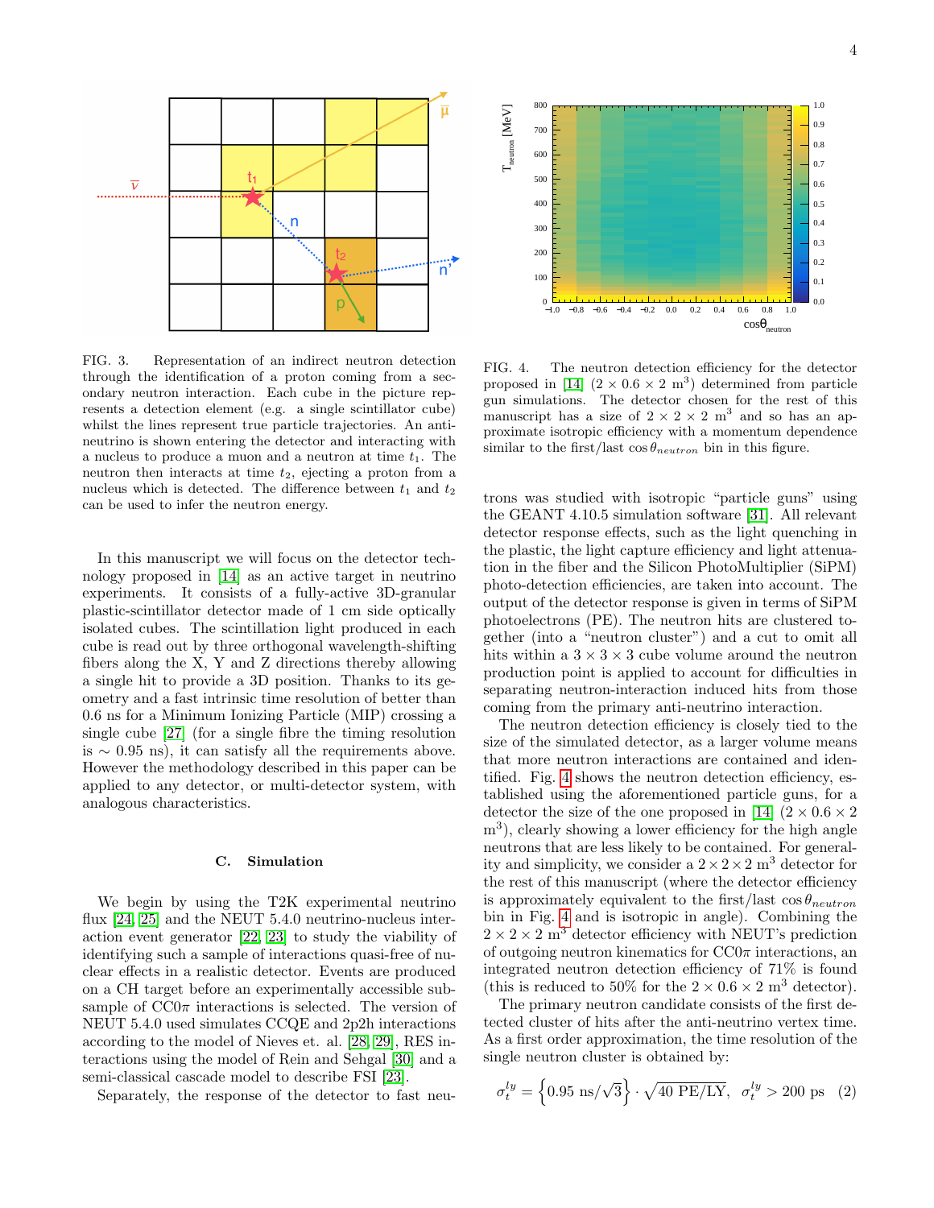FIG. 3. Representation of an indirect neutron detection through the identification of a proton coming from a secondary neutron interaction. Each cube in the picture represents a detection element (e.g. a single scintillator cube) whilst the lines represent true particle trajectories. An anti-neutrino is shown entering the detector and interacting with a nucleus to produce a muon and a neutron at time $t_1$. The neutron then interacts at time $t_2$, ejecting a proton from a nucleus which is detected. The difference between $t_1$ and $t_2$ can be used to infer the neutron energy.

FIG. 4. The neutron detection efficiency for the detector proposed in [14] ($2 \times 0.6 \times 2$ m$^3$) determined from particle gun simulations. The detector chosen for the rest of this manuscript has a size of $2 \times 2 \times 2$ m$^3$ and so has an approximate isotropic efficiency with a momentum dependence similar to the first/last $\cos\theta_{neutron}$ bin in this figure.

In this manuscript we will focus on the detector technology proposed in [14] as an active target in neutrino experiments. It consists of a fully-active 3D-granular plastic-scintillator detector made of 1 cm side optically isolated cubes. The scintillation light produced in each cube is read out by three orthogonal wavelength-shifting fibers along the X, Y and Z directions thereby allowing a single hit to provide a 3D position. Thanks to its geometry and a fast intrinsic time resolution of better than 0.6 ns for a Minimum Ionizing Particle (MIP) crossing a single cube [27] (for a single fibre the timing resolution is $\sim$ 0.95 ns), it can satisfy all the requirements above. However the methodology described in this paper can be applied to any detector, or multi-detector system, with analogous characteristics.

### C. Simulation

We begin by using the T2K experimental neutrino flux [24, 25] and the NEUT 5.4.0 neutrino-nucleus interaction event generator [22, 23] to study the viability of identifying such a sample of interactions quasi-free of nuclear effects in a realistic detector. Events are produced on a CH target before an experimentally accessible subsample of CC0$\pi$ interactions is selected. The version of NEUT 5.4.0 used simulates CCQE and 2p2h interactions according to the model of Nieves et. al. [28, 29], RES interactions using the model of Rein and Sehgal [30] and a semi-classical cascade model to describe FSI [23].

Separately, the response of the detector to fast neutrons was studied with isotropic "particle guns" using the GEANT 4.10.5 simulation software [31]. All relevant detector response effects, such as the light quenching in the plastic, the light capture efficiency and light attenuation in the fiber and the Silicon PhotoMultiplier (SiPM) photo-detection efficiencies, are taken into account. The output of the detector response is given in terms of SiPM photoelectrons (PE). The neutron hits are clustered together (into a "neutron cluster") and a cut to omit all hits within a $3 \times 3 \times 3$ cube volume around the neutron production point is applied to account for difficulties in separating neutron-interaction induced hits from those coming from the primary anti-neutrino interaction.

The neutron detection efficiency is closely tied to the size of the simulated detector, as a larger volume means that more neutron interactions are contained and identified. Fig. 4 shows the neutron detection efficiency, established using the aforementioned particle guns, for a detector the size of the one proposed in [14] ($2 \times 0.6 \times 2$ m$^3$), clearly showing a lower efficiency for the high angle neutrons that are less likely to be contained. For generality and simplicity, we consider a $2 \times 2 \times 2$ m$^3$ detector for the rest of this manuscript (where the detector efficiency is approximately equivalent to the first/last $\cos\theta_{neutron}$ bin in Fig. 4 and is isotropic in angle). Combining the $2 \times 2 \times 2$ m$^3$ detector efficiency with NEUT's prediction of outgoing neutron kinematics for CC0$\pi$ interactions, an integrated neutron detection efficiency of 71% is found (this is reduced to 50% for the $2 \times 0.6 \times 2$ m$^3$ detector).

The primary neutron candidate consists of the first detected cluster of hits after the anti-neutrino vertex time. As a first order approximation, the time resolution of the single neutron cluster is obtained by:

$$\sigma_t^{ly} = \left\{0.95 \text{ ns}/\sqrt{3}\right\} \cdot \sqrt{40 \text{ PE/LY}}, \quad \sigma_t^{ly} > 200 \text{ ps} \quad (2)$$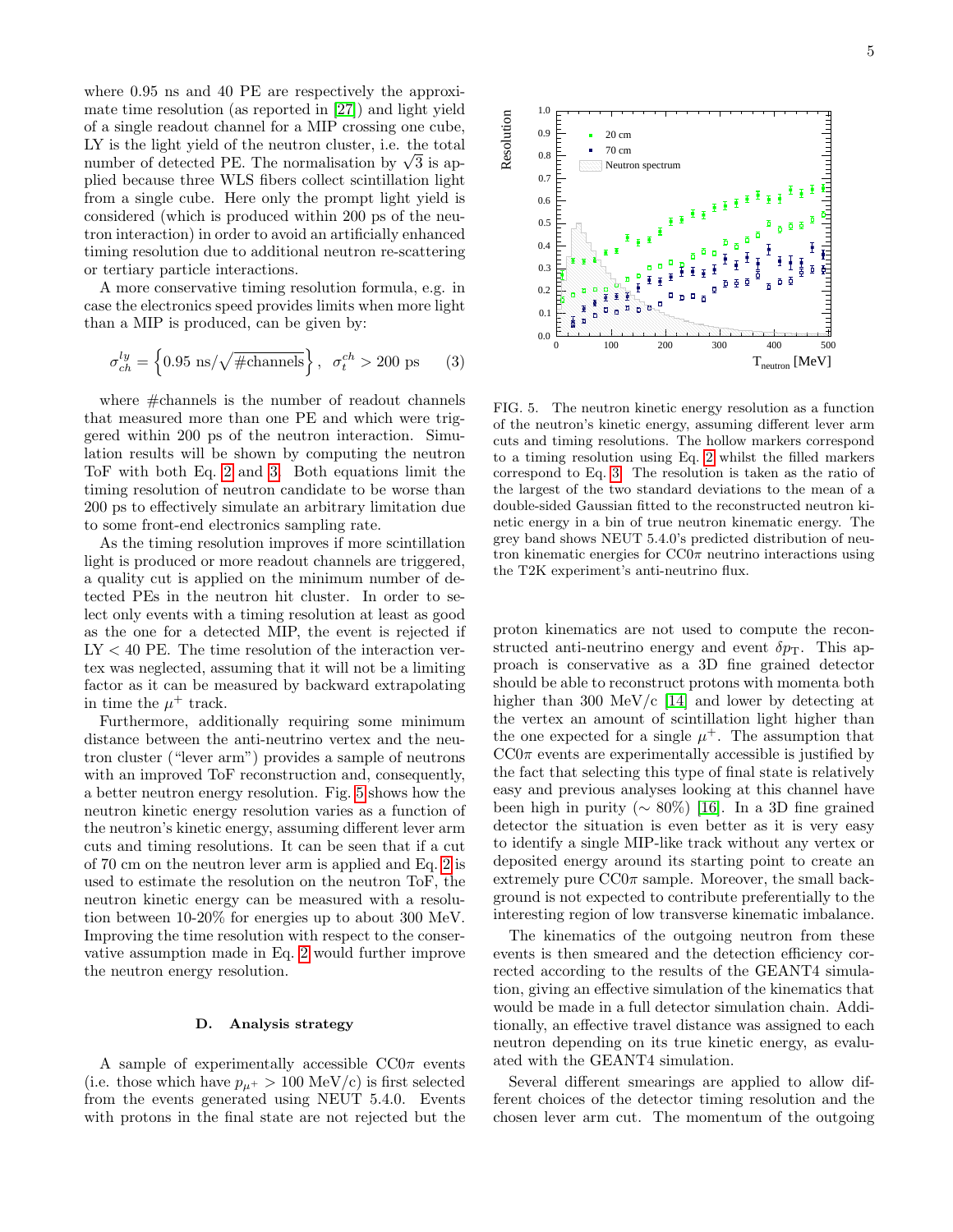where 0.95 ns and 40 PE are respectively the approximate time resolution (as reported in [27]) and light yield of a single readout channel for a MIP crossing one cube, LY is the light yield of the neutron cluster, i.e. the total number of detected PE. The normalisation by $\sqrt{3}$ is applied because three WLS fibers collect scintillation light from a single cube. Here only the prompt light yield is considered (which is produced within 200 ps of the neutron interaction) in order to avoid an artificially enhanced timing resolution due to additional neutron re-scattering or tertiary particle interactions.

A more conservative timing resolution formula, e.g. in case the electronics speed provides limits when more light than a MIP is produced, can be given by:

$$\sigma_{ch}^{ly} = \left\{ 0.95 \text{ ns}/\sqrt{\#\text{channels}} \right\}, \ \ \sigma_t^{ch} > 200 \text{ ps} \qquad (3)$$

where #channels is the number of readout channels that measured more than one PE and which were triggered within 200 ps of the neutron interaction. Simulation results will be shown by computing the neutron ToF with both Eq. 2 and 3. Both equations limit the timing resolution of neutron candidate to be worse than 200 ps to effectively simulate an arbitrary limitation due to some front-end electronics sampling rate.

As the timing resolution improves if more scintillation light is produced or more readout channels are triggered, a quality cut is applied on the minimum number of detected PEs in the neutron hit cluster. In order to select only events with a timing resolution at least as good as the one for a detected MIP, the event is rejected if LY < 40 PE. The time resolution of the interaction vertex was neglected, assuming that it will not be a limiting factor as it can be measured by backward extrapolating in time the $\mu^+$ track.

Furthermore, additionally requiring some minimum distance between the anti-neutrino vertex and the neutron cluster ("lever arm") provides a sample of neutrons with an improved ToF reconstruction and, consequently, a better neutron energy resolution. Fig. 5 shows how the neutron kinetic energy resolution varies as a function of the neutron's kinetic energy, assuming different lever arm cuts and timing resolutions. It can be seen that if a cut of 70 cm on the neutron lever arm is applied and Eq. 2 is used to estimate the resolution on the neutron ToF, the neutron kinetic energy can be measured with a resolution between 10-20% for energies up to about 300 MeV. Improving the time resolution with respect to the conservative assumption made in Eq. 2 would further improve the neutron energy resolution.

FIG. 5. The neutron kinetic energy resolution as a function of the neutron's kinetic energy, assuming different lever arm cuts and timing resolutions. The hollow markers correspond to a timing resolution using Eq. 2 whilst the filled markers correspond to Eq. 3. The resolution is taken as the ratio of the largest of the two standard deviations to the mean of a double-sided Gaussian fitted to the reconstructed neutron kinetic energy in a bin of true neutron kinematic energy. The grey band shows NEUT 5.4.0's predicted distribution of neutron kinematic energies for CC0$\pi$ neutrino interactions using the T2K experiment's anti-neutrino flux.

### D. Analysis strategy

A sample of experimentally accessible CC0$\pi$ events (i.e. those which have $p_{\mu^+} > 100$ MeV/c) is first selected from the events generated using NEUT 5.4.0. Events with protons in the final state are not rejected but the proton kinematics are not used to compute the reconstructed anti-neutrino energy and event $\delta p_{\mathrm{T}}$. This approach is conservative as a 3D fine grained detector should be able to reconstruct protons with momenta both higher than 300 MeV/c [14] and lower by detecting at the vertex an amount of scintillation light higher than the one expected for a single $\mu^+$. The assumption that CC0$\pi$ events are experimentally accessible is justified by the fact that selecting this type of final state is relatively easy and previous analyses looking at this channel have been high in purity ($\sim 80\%$) [16]. In a 3D fine grained detector the situation is even better as it is very easy to identify a single MIP-like track without any vertex or deposited energy around its starting point to create an extremely pure CC0$\pi$ sample. Moreover, the small background is not expected to contribute preferentially to the interesting region of low transverse kinematic imbalance.

The kinematics of the outgoing neutron from these events is then smeared and the detection efficiency corrected according to the results of the GEANT4 simulation, giving an effective simulation of the kinematics that would be made in a full detector simulation chain. Additionally, an effective travel distance was assigned to each neutron depending on its true kinetic energy, as evaluated with the GEANT4 simulation.

Several different smearings are applied to allow different choices of the detector timing resolution and the chosen lever arm cut. The momentum of the outgoing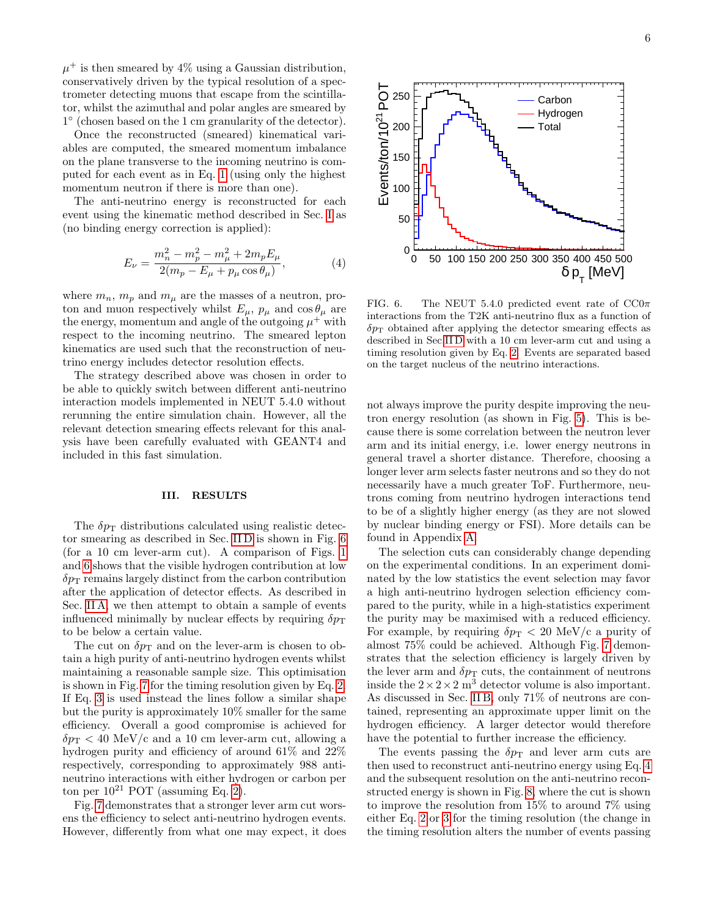$\mu^+$ is then smeared by 4% using a Gaussian distribution, conservatively driven by the typical resolution of a spectrometer detecting muons that escape from the scintillator, whilst the azimuthal and polar angles are smeared by 1° (chosen based on the 1 cm granularity of the detector).

Once the reconstructed (smeared) kinematical variables are computed, the smeared momentum imbalance on the plane transverse to the incoming neutrino is computed for each event as in Eq. 1 (using only the highest momentum neutron if there is more than one).

The anti-neutrino energy is reconstructed for each event using the kinematic method described in Sec. I as (no binding energy correction is applied):

$$E_\nu = \frac{m_n^2 - m_p^2 - m_\mu^2 + 2m_p E_\mu}{2(m_p - E_\mu + p_\mu \cos\theta_\mu)}, \tag{4}$$

where $m_n$, $m_p$ and $m_\mu$ are the masses of a neutron, proton and muon respectively whilst $E_\mu$, $p_\mu$ and $\cos\theta_\mu$ are the energy, momentum and angle of the outgoing $\mu^+$ with respect to the incoming neutrino. The smeared lepton kinematics are used such that the reconstruction of neutrino energy includes detector resolution effects.

The strategy described above was chosen in order to be able to quickly switch between different anti-neutrino interaction models implemented in NEUT 5.4.0 without rerunning the entire simulation chain. However, all the relevant detection smearing effects relevant for this analysis have been carefully evaluated with GEANT4 and included in this fast simulation.

## III. RESULTS

The $\delta p_\mathrm{T}$ distributions calculated using realistic detector smearing as described in Sec. II D is shown in Fig. 6 (for a 10 cm lever-arm cut). A comparison of Figs. 1 and 6 shows that the visible hydrogen contribution at low $\delta p_\mathrm{T}$ remains largely distinct from the carbon contribution after the application of detector effects. As described in Sec. II A, we then attempt to obtain a sample of events influenced minimally by nuclear effects by requiring $\delta p_\mathrm{T}$ to be below a certain value.

The cut on $\delta p_\mathrm{T}$ and on the lever-arm is chosen to obtain a high purity of anti-neutrino hydrogen events whilst maintaining a reasonable sample size. This optimisation is shown in Fig. 7 for the timing resolution given by Eq. 2. If Eq. 3 is used instead the lines follow a similar shape but the purity is approximately 10% smaller for the same efficiency. Overall a good compromise is achieved for $\delta p_\mathrm{T} < 40$ MeV/c and a 10 cm lever-arm cut, allowing a hydrogen purity and efficiency of around 61% and 22% respectively, corresponding to approximately 988 anti-neutrino interactions with either hydrogen or carbon per ton per $10^{21}$ POT (assuming Eq. 2).

Fig. 7 demonstrates that a stronger lever arm cut worsens the efficiency to select anti-neutrino hydrogen events. However, differently from what one may expect, it does not always improve the purity despite improving the neutron energy resolution (as shown in Fig. 5). This is because there is some correlation between the neutron lever arm and its initial energy, i.e. lower energy neutrons in general travel a shorter distance. Therefore, choosing a longer lever arm selects faster neutrons and so they do not necessarily have a much greater ToF. Furthermore, neutrons coming from neutrino hydrogen interactions tend to be of a slightly higher energy (as they are not slowed by nuclear binding energy or FSI). More details can be found in Appendix A.

FIG. 6. The NEUT 5.4.0 predicted event rate of CC0$\pi$ interactions from the T2K anti-neutrino flux as a function of $\delta p_\mathrm{T}$ obtained after applying the detector smearing effects as described in Sec. II D with a 10 cm lever-arm cut and using a timing resolution given by Eq. 2. Events are separated based on the target nucleus of the neutrino interactions.

The selection cuts can considerably change depending on the experimental conditions. In an experiment dominated by the low statistics the event selection may favor a high anti-neutrino hydrogen selection efficiency compared to the purity, while in a high-statistics experiment the purity may be maximised with a reduced efficiency. For example, by requiring $\delta p_\mathrm{T} < 20$ MeV/c a purity of almost 75% could be achieved. Although Fig. 7 demonstrates that the selection efficiency is largely driven by the lever arm and $\delta p_\mathrm{T}$ cuts, the containment of neutrons inside the $2 \times 2 \times 2$ m$^3$ detector volume is also important. As discussed in Sec. II B, only 71% of neutrons are contained, representing an approximate upper limit on the hydrogen efficiency. A larger detector would therefore have the potential to further increase the efficiency.

The events passing the $\delta p_\mathrm{T}$ and lever arm cuts are then used to reconstruct anti-neutrino energy using Eq. 4 and the subsequent resolution on the anti-neutrino reconstructed energy is shown in Fig. 8, where the cut is shown to improve the resolution from 15% to around 7% using either Eq. 2 or 3 for the timing resolution (the change in the timing resolution alters the number of events passing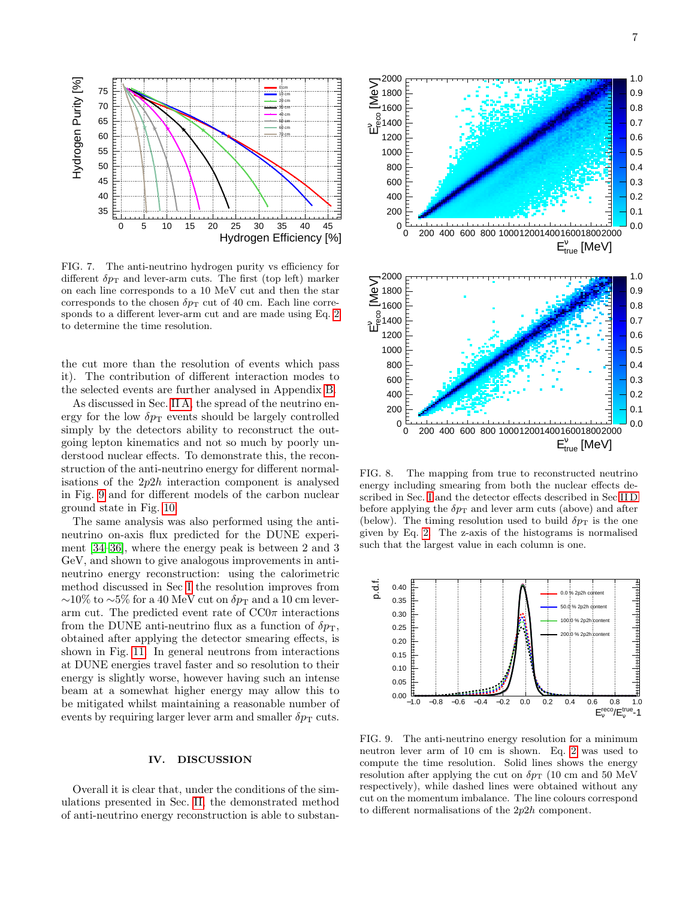FIG. 7. The anti-neutrino hydrogen purity vs efficiency for different $\delta p_{\mathrm{T}}$ and lever-arm cuts. The first (top left) marker on each line corresponds to a 10 MeV cut and then the star corresponds to the chosen $\delta p_{\mathrm{T}}$ cut of 40 cm. Each line corresponds to a different lever-arm cut and are made using Eq. 2 to determine the time resolution.

the cut more than the resolution of events which pass it). The contribution of different interaction modes to the selected events are further analysed in Appendix B.

As discussed in Sec. II A, the spread of the neutrino energy for the low $\delta p_{\mathrm{T}}$ events should be largely controlled simply by the detectors ability to reconstruct the outgoing lepton kinematics and not so much by poorly understood nuclear effects. To demonstrate this, the reconstruction of the anti-neutrino energy for different normalisations of the $2p2h$ interaction component is analysed in Fig. 9 and for different models of the carbon nuclear ground state in Fig. 10.

The same analysis was also performed using the anti-neutrino on-axis flux predicted for the DUNE experiment [34–36], where the energy peak is between 2 and 3 GeV, and shown to give analogous improvements in anti-neutrino energy reconstruction: using the calorimetric method discussed in Sec I the resolution improves from ~10% to ~5% for a 40 MeV cut on $\delta p_{\mathrm{T}}$ and a 10 cm lever-arm cut. The predicted event rate of CC0$\pi$ interactions from the DUNE anti-neutrino flux as a function of $\delta p_{\mathrm{T}}$, obtained after applying the detector smearing effects, is shown in Fig. 11. In general neutrons from interactions at DUNE energies travel faster and so resolution to their energy is slightly worse, however having such an intense beam at a somewhat higher energy may allow this to be mitigated whilst maintaining a reasonable number of events by requiring larger lever arm and smaller $\delta p_{\mathrm{T}}$ cuts.

## IV. DISCUSSION

Overall it is clear that, under the conditions of the simulations presented in Sec. III, the demonstrated method of anti-neutrino energy reconstruction is able to substan-

FIG. 8. The mapping from true to reconstructed neutrino energy including smearing from both the nuclear effects described in Sec. I and the detector effects described in Sec II D before applying the $\delta p_{\mathrm{T}}$ and lever arm cuts (above) and after (below). The timing resolution used to build $\delta p_{\mathrm{T}}$ is the one given by Eq. 2. The z-axis of the histograms is normalised such that the largest value in each column is one.

FIG. 9. The anti-neutrino energy resolution for a minimum neutron lever arm of 10 cm is shown. Eq. 2 was used to compute the time resolution. Solid lines shows the energy resolution after applying the cut on $\delta p_{\mathrm{T}}$ (10 cm and 50 MeV respectively), while dashed lines were obtained without any cut on the momentum imbalance. The line colours correspond to different normalisations of the $2p2h$ component.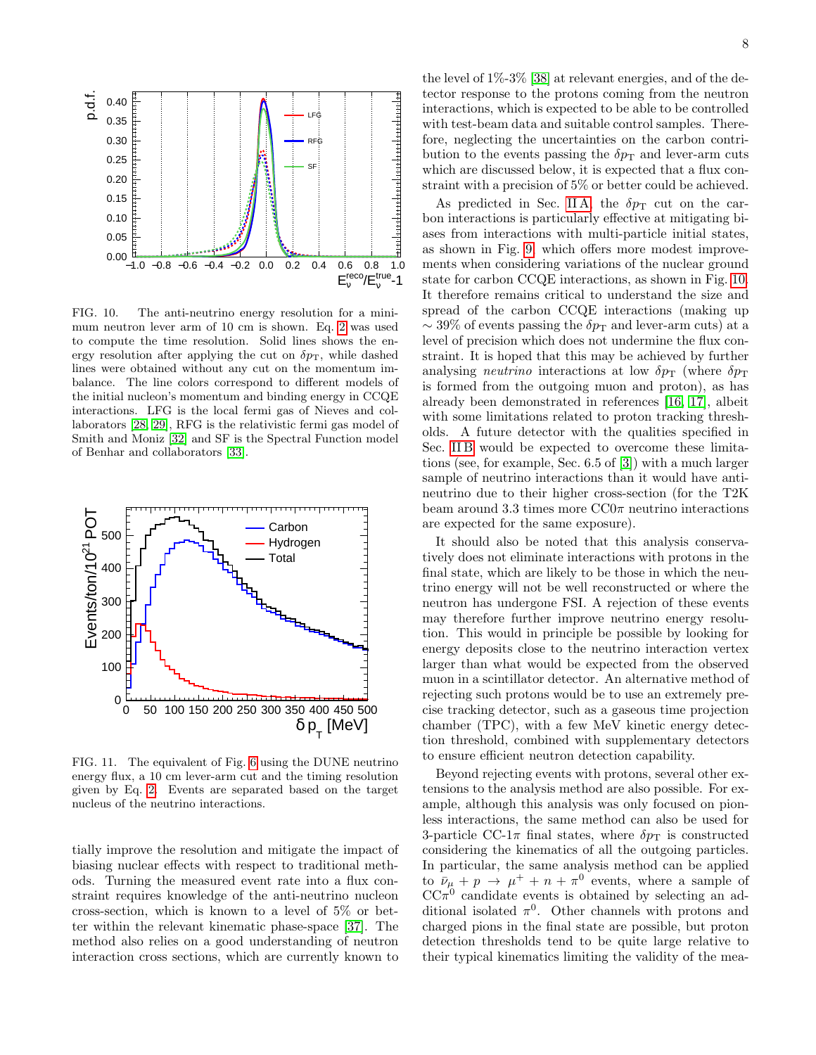FIG. 10. The anti-neutrino energy resolution for a minimum neutron lever arm of 10 cm is shown. Eq. 2 was used to compute the time resolution. Solid lines shows the energy resolution after applying the cut on $\delta p_{\mathrm{T}}$, while dashed lines were obtained without any cut on the momentum imbalance. The line colors correspond to different models of the initial nucleon's momentum and binding energy in CCQE interactions. LFG is the local fermi gas of Nieves and collaborators [28, 29], RFG is the relativistic fermi gas model of Smith and Moniz [32] and SF is the Spectral Function model of Benhar and collaborators [33].

FIG. 11. The equivalent of Fig. 6 using the DUNE neutrino energy flux, a 10 cm lever-arm cut and the timing resolution given by Eq. 2. Events are separated based on the target nucleus of the neutrino interactions.

tially improve the resolution and mitigate the impact of biasing nuclear effects with respect to traditional methods. Turning the measured event rate into a flux constraint requires knowledge of the anti-neutrino nucleon cross-section, which is known to a level of 5% or better within the relevant kinematic phase-space [37]. The method also relies on a good understanding of neutron interaction cross sections, which are currently known to the level of 1%-3% [38] at relevant energies, and of the detector response to the protons coming from the neutron interactions, which is expected to be able to be controlled with test-beam data and suitable control samples. Therefore, neglecting the uncertainties on the carbon contribution to the events passing the $\delta p_{\mathrm{T}}$ and lever-arm cuts which are discussed below, it is expected that a flux constraint with a precision of 5% or better could be achieved.

As predicted in Sec. II A, the $\delta p_{\mathrm{T}}$ cut on the carbon interactions is particularly effective at mitigating biases from interactions with multi-particle initial states, as shown in Fig. 9, which offers more modest improvements when considering variations of the nuclear ground state for carbon CCQE interactions, as shown in Fig. 10. It therefore remains critical to understand the size and spread of the carbon CCQE interactions (making up $\sim 39\%$ of events passing the $\delta p_{\mathrm{T}}$ and lever-arm cuts) at a level of precision which does not undermine the flux constraint. It is hoped that this may be achieved by further analysing *neutrino* interactions at low $\delta p_{\mathrm{T}}$ (where $\delta p_{\mathrm{T}}$ is formed from the outgoing muon and proton), as has already been demonstrated in references [16, 17], albeit with some limitations related to proton tracking thresholds. A future detector with the qualities specified in Sec. II B would be expected to overcome these limitations (see, for example, Sec. 6.5 of [3]) with a much larger sample of neutrino interactions than it would have anti-neutrino due to their higher cross-section (for the T2K beam around 3.3 times more CC$0\pi$ neutrino interactions are expected for the same exposure).

It should also be noted that this analysis conservatively does not eliminate interactions with protons in the final state, which are likely to be those in which the neutrino energy will not be well reconstructed or where the neutron has undergone FSI. A rejection of these events may therefore further improve neutrino energy resolution. This would in principle be possible by looking for energy deposits close to the neutrino interaction vertex larger than what would be expected from the observed muon in a scintillator detector. An alternative method of rejecting such protons would be to use an extremely precise tracking detector, such as a gaseous time projection chamber (TPC), with a few MeV kinetic energy detection threshold, combined with supplementary detectors to ensure efficient neutron detection capability.

Beyond rejecting events with protons, several other extensions to the analysis method are also possible. For example, although this analysis was only focused on pionless interactions, the same method can also be used for 3-particle CC-$1\pi$ final states, where $\delta p_{\mathrm{T}}$ is constructed considering the kinematics of all the outgoing particles. In particular, the same analysis method can be applied to $\bar{\nu}_\mu + p \rightarrow \mu^+ + n + \pi^0$ events, where a sample of CC$\pi^0$ candidate events is obtained by selecting an additional isolated $\pi^0$. Other channels with protons and charged pions in the final state are possible, but proton detection thresholds tend to be quite large relative to their typical kinematics limiting the validity of the mea-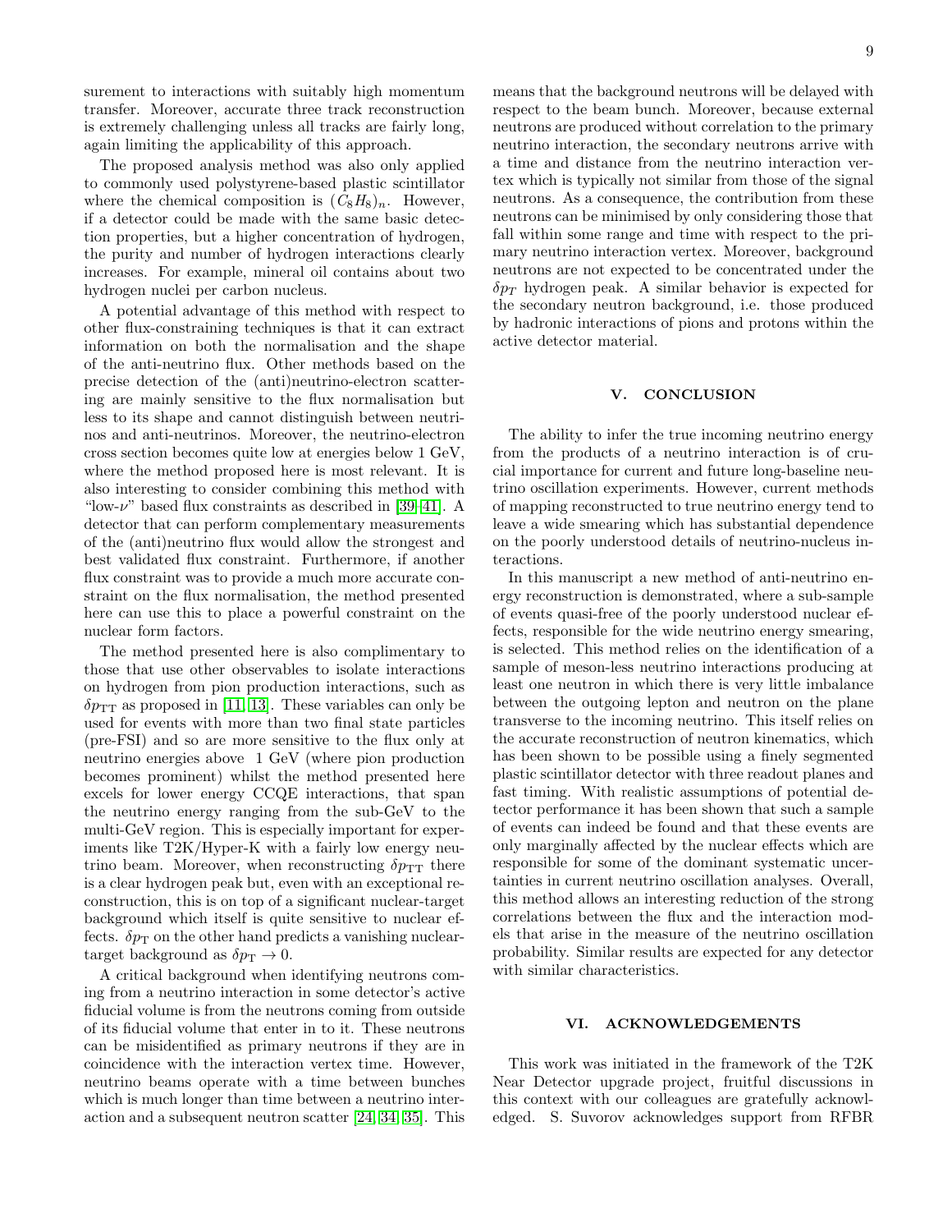surement to interactions with suitably high momentum transfer. Moreover, accurate three track reconstruction is extremely challenging unless all tracks are fairly long, again limiting the applicability of this approach.

The proposed analysis method was also only applied to commonly used polystyrene-based plastic scintillator where the chemical composition is $(C_8H_8)_n$. However, if a detector could be made with the same basic detection properties, but a higher concentration of hydrogen, the purity and number of hydrogen interactions clearly increases. For example, mineral oil contains about two hydrogen nuclei per carbon nucleus.

A potential advantage of this method with respect to other flux-constraining techniques is that it can extract information on both the normalisation and the shape of the anti-neutrino flux. Other methods based on the precise detection of the (anti)neutrino-electron scattering are mainly sensitive to the flux normalisation but less to its shape and cannot distinguish between neutrinos and anti-neutrinos. Moreover, the neutrino-electron cross section becomes quite low at energies below 1 GeV, where the method proposed here is most relevant. It is also interesting to consider combining this method with "low-$\nu$" based flux constraints as described in [39–41]. A detector that can perform complementary measurements of the (anti)neutrino flux would allow the strongest and best validated flux constraint. Furthermore, if another flux constraint was to provide a much more accurate constraint on the flux normalisation, the method presented here can use this to place a powerful constraint on the nuclear form factors.

The method presented here is also complimentary to those that use other observables to isolate interactions on hydrogen from pion production interactions, such as $\delta p_{\mathrm{TT}}$ as proposed in [11, 13]. These variables can only be used for events with more than two final state particles (pre-FSI) and so are more sensitive to the flux only at neutrino energies above 1 GeV (where pion production becomes prominent) whilst the method presented here excels for lower energy CCQE interactions, that span the neutrino energy ranging from the sub-GeV to the multi-GeV region. This is especially important for experiments like T2K/Hyper-K with a fairly low energy neutrino beam. Moreover, when reconstructing $\delta p_{\mathrm{TT}}$ there is a clear hydrogen peak but, even with an exceptional reconstruction, this is on top of a significant nuclear-target background which itself is quite sensitive to nuclear effects. $\delta p_{\mathrm{T}}$ on the other hand predicts a vanishing nuclear-target background as $\delta p_{\mathrm{T}} \to 0$.

A critical background when identifying neutrons coming from a neutrino interaction in some detector's active fiducial volume is from the neutrons coming from outside of its fiducial volume that enter in to it. These neutrons can be misidentified as primary neutrons if they are in coincidence with the interaction vertex time. However, neutrino beams operate with a time between bunches which is much longer than time between a neutrino interaction and a subsequent neutron scatter [24, 34, 35]. This means that the background neutrons will be delayed with respect to the beam bunch. Moreover, because external neutrons are produced without correlation to the primary neutrino interaction, the secondary neutrons arrive with a time and distance from the neutrino interaction vertex which is typically not similar from those of the signal neutrons. As a consequence, the contribution from these neutrons can be minimised by only considering those that fall within some range and time with respect to the primary neutrino interaction vertex. Moreover, background neutrons are not expected to be concentrated under the $\delta p_T$ hydrogen peak. A similar behavior is expected for the secondary neutron background, i.e. those produced by hadronic interactions of pions and protons within the active detector material.

## V. CONCLUSION

The ability to infer the true incoming neutrino energy from the products of a neutrino interaction is of crucial importance for current and future long-baseline neutrino oscillation experiments. However, current methods of mapping reconstructed to true neutrino energy tend to leave a wide smearing which has substantial dependence on the poorly understood details of neutrino-nucleus interactions.

In this manuscript a new method of anti-neutrino energy reconstruction is demonstrated, where a sub-sample of events quasi-free of the poorly understood nuclear effects, responsible for the wide neutrino energy smearing, is selected. This method relies on the identification of a sample of meson-less neutrino interactions producing at least one neutron in which there is very little imbalance between the outgoing lepton and neutron on the plane transverse to the incoming neutrino. This itself relies on the accurate reconstruction of neutron kinematics, which has been shown to be possible using a finely segmented plastic scintillator detector with three readout planes and fast timing. With realistic assumptions of potential detector performance it has been shown that such a sample of events can indeed be found and that these events are only marginally affected by the nuclear effects which are responsible for some of the dominant systematic uncertainties in current neutrino oscillation analyses. Overall, this method allows an interesting reduction of the strong correlations between the flux and the interaction models that arise in the measure of the neutrino oscillation probability. Similar results are expected for any detector with similar characteristics.

## VI. ACKNOWLEDGEMENTS

This work was initiated in the framework of the T2K Near Detector upgrade project, fruitful discussions in this context with our colleagues are gratefully acknowledged. S. Suvorov acknowledges support from RFBR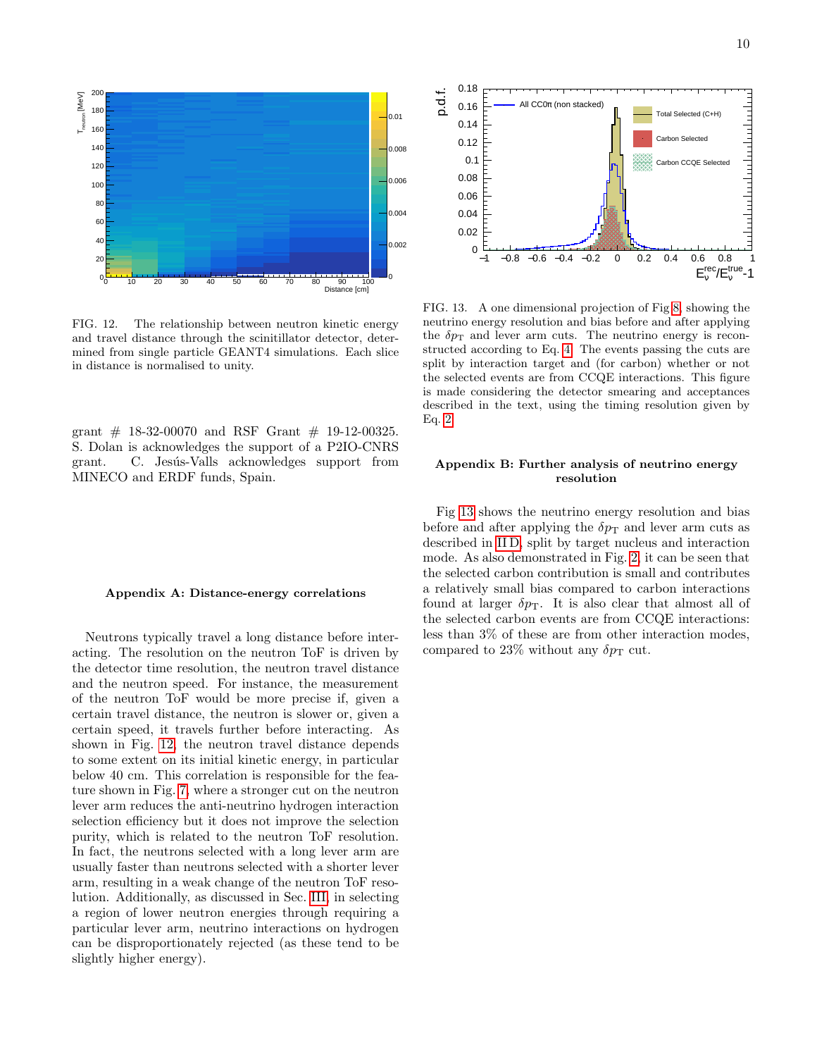FIG. 12. The relationship between neutron kinetic energy and travel distance through the scinitillator detector, determined from single particle GEANT4 simulations. Each slice in distance is normalised to unity.

grant # 18-32-00070 and RSF Grant # 19-12-00325. S. Dolan is acknowledges the support of a P2IO-CNRS grant. C. Jesús-Valls acknowledges support from MINECO and ERDF funds, Spain.

### Appendix A: Distance-energy correlations

Neutrons typically travel a long distance before interacting. The resolution on the neutron ToF is driven by the detector time resolution, the neutron travel distance and the neutron speed. For instance, the measurement of the neutron ToF would be more precise if, given a certain travel distance, the neutron is slower or, given a certain speed, it travels further before interacting. As shown in Fig. 12, the neutron travel distance depends to some extent on its initial kinetic energy, in particular below 40 cm. This correlation is responsible for the feature shown in Fig. 7, where a stronger cut on the neutron lever arm reduces the anti-neutrino hydrogen interaction selection efficiency but it does not improve the selection purity, which is related to the neutron ToF resolution. In fact, the neutrons selected with a long lever arm are usually faster than neutrons selected with a shorter lever arm, resulting in a weak change of the neutron ToF resolution. Additionally, as discussed in Sec. III, in selecting a region of lower neutron energies through requiring a particular lever arm, neutrino interactions on hydrogen can be disproportionately rejected (as these tend to be slightly higher energy).

FIG. 13. A one dimensional projection of Fig 8, showing the neutrino energy resolution and bias before and after applying the $\delta p_{\mathrm{T}}$ and lever arm cuts. The neutrino energy is reconstructed according to Eq. 4. The events passing the cuts are split by interaction target and (for carbon) whether or not the selected events are from CCQE interactions. This figure is made considering the detector smearing and acceptances described in the text, using the timing resolution given by Eq. 2.

### Appendix B: Further analysis of neutrino energy resolution

Fig 13 shows the neutrino energy resolution and bias before and after applying the $\delta p_{\mathrm{T}}$ and lever arm cuts as described in II D, split by target nucleus and interaction mode. As also demonstrated in Fig. 2, it can be seen that the selected carbon contribution is small and contributes a relatively small bias compared to carbon interactions found at larger $\delta p_{\mathrm{T}}$. It is also clear that almost all of the selected carbon events are from CCQE interactions: less than 3% of these are from other interaction modes, compared to 23% without any $\delta p_{\mathrm{T}}$ cut.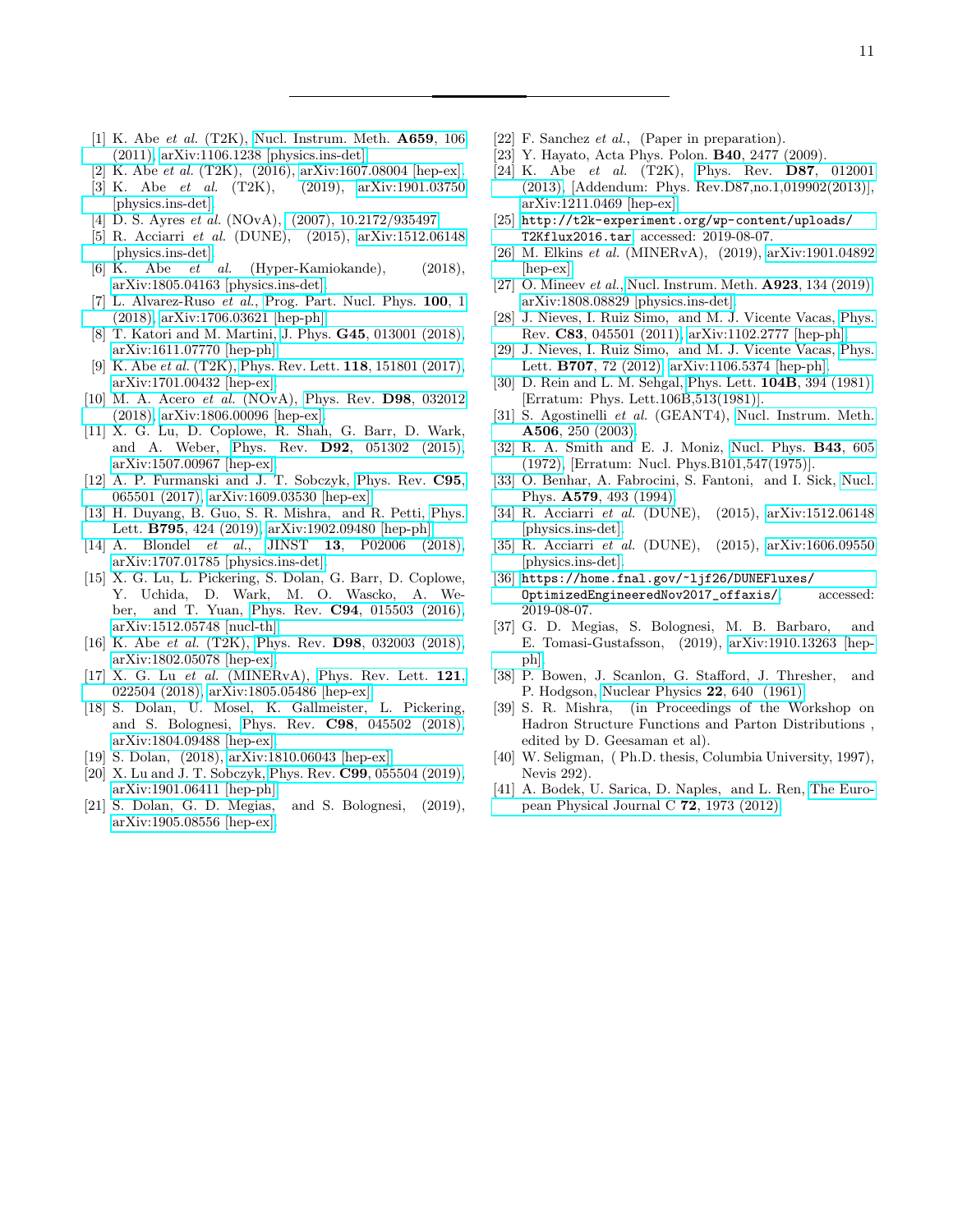[1] K. Abe *et al.* (T2K), Nucl. Instrum. Meth. **A659**, 106 (2011), arXiv:1106.1238 [physics.ins-det].

[2] K. Abe *et al.* (T2K), (2016), arXiv:1607.08004 [hep-ex].

[3] K. Abe *et al.* (T2K), (2019), arXiv:1901.03750 [physics.ins-det].

[4] D. S. Ayres *et al.* (NOvA), (2007), 10.2172/935497.

[5] R. Acciarri *et al.* (DUNE), (2015), arXiv:1512.06148 [physics.ins-det].

[6] K. Abe *et al.* (Hyper-Kamiokande), (2018), arXiv:1805.04163 [physics.ins-det].

[7] L. Alvarez-Ruso *et al.*, Prog. Part. Nucl. Phys. **100**, 1 (2018), arXiv:1706.03621 [hep-ph].

[8] T. Katori and M. Martini, J. Phys. **G45**, 013001 (2018), arXiv:1611.07770 [hep-ph].

[9] K. Abe *et al.* (T2K), Phys. Rev. Lett. **118**, 151801 (2017), arXiv:1701.00432 [hep-ex].

[10] M. A. Acero *et al.* (NOvA), Phys. Rev. **D98**, 032012 (2018), arXiv:1806.00096 [hep-ex].

[11] X. G. Lu, D. Coplowe, R. Shah, G. Barr, D. Wark, and A. Weber, Phys. Rev. **D92**, 051302 (2015), arXiv:1507.00967 [hep-ex].

[12] A. P. Furmanski and J. T. Sobczyk, Phys. Rev. **C95**, 065501 (2017), arXiv:1609.03530 [hep-ex].

[13] H. Duyang, B. Guo, S. R. Mishra, and R. Petti, Phys. Lett. **B795**, 424 (2019), arXiv:1902.09480 [hep-ph].

[14] A. Blondel *et al.*, JINST **13**, P02006 (2018), arXiv:1707.01785 [physics.ins-det].

[15] X. G. Lu, L. Pickering, S. Dolan, G. Barr, D. Coplowe, Y. Uchida, D. Wark, M. O. Wascko, A. Weber, and T. Yuan, Phys. Rev. **C94**, 015503 (2016), arXiv:1512.05748 [nucl-th].

[16] K. Abe *et al.* (T2K), Phys. Rev. **D98**, 032003 (2018), arXiv:1802.05078 [hep-ex].

[17] X. G. Lu *et al.* (MINERvA), Phys. Rev. Lett. **121**, 022504 (2018), arXiv:1805.05486 [hep-ex].

[18] S. Dolan, U. Mosel, K. Gallmeister, L. Pickering, and S. Bolognesi, Phys. Rev. **C98**, 045502 (2018), arXiv:1804.09488 [hep-ex].

[19] S. Dolan, (2018), arXiv:1810.06043 [hep-ex].

[20] X. Lu and J. T. Sobczyk, Phys. Rev. **C99**, 055504 (2019), arXiv:1901.06411 [hep-ph].

[21] S. Dolan, G. D. Megias, and S. Bolognesi, (2019), arXiv:1905.08556 [hep-ex].

[22] F. Sanchez *et al.*, (Paper in preparation).

[23] Y. Hayato, Acta Phys. Polon. **B40**, 2477 (2009).

[24] K. Abe *et al.* (T2K), Phys. Rev. **D87**, 012001 (2013), [Addendum: Phys. Rev.D87,no.1,019902(2013)], arXiv:1211.0469 [hep-ex].

[25] `http://t2k-experiment.org/wp-content/uploads/T2Kflux2016.tar`, accessed: 2019-08-07.

[26] M. Elkins *et al.* (MINERvA), (2019), arXiv:1901.04892 [hep-ex].

[27] O. Mineev *et al.*, Nucl. Instrum. Meth. **A923**, 134 (2019), arXiv:1808.08829 [physics.ins-det].

[28] J. Nieves, I. Ruiz Simo, and M. J. Vicente Vacas, Phys. Rev. **C83**, 045501 (2011), arXiv:1102.2777 [hep-ph].

[29] J. Nieves, I. Ruiz Simo, and M. J. Vicente Vacas, Phys. Lett. **B707**, 72 (2012), arXiv:1106.5374 [hep-ph].

[30] D. Rein and L. M. Sehgal, Phys. Lett. **104B**, 394 (1981), [Erratum: Phys. Lett.106B,513(1981)].

[31] S. Agostinelli *et al.* (GEANT4), Nucl. Instrum. Meth. **A506**, 250 (2003).

[32] R. A. Smith and E. J. Moniz, Nucl. Phys. **B43**, 605 (1972), [Erratum: Nucl. Phys.B101,547(1975)].

[33] O. Benhar, A. Fabrocini, S. Fantoni, and I. Sick, Nucl. Phys. **A579**, 493 (1994).

[34] R. Acciarri *et al.* (DUNE), (2015), arXiv:1512.06148 [physics.ins-det].

[35] R. Acciarri *et al.* (DUNE), (2015), arXiv:1606.09550 [physics.ins-det].

[36] `https://home.fnal.gov/~ljf26/DUNEFluxes/OptimizedEngineeredNov2017_offaxis/`, accessed: 2019-08-07.

[37] G. D. Megias, S. Bolognesi, M. B. Barbaro, and E. Tomasi-Gustafsson, (2019), arXiv:1910.13263 [hep-ph].

[38] P. Bowen, J. Scanlon, G. Stafford, J. Thresher, and P. Hodgson, Nuclear Physics **22**, 640 (1961).

[39] S. R. Mishra, (in Proceedings of the Workshop on Hadron Structure Functions and Parton Distributions , edited by D. Geesaman et al).

[40] W. Seligman, ( Ph.D. thesis, Columbia University, 1997), Nevis 292).

[41] A. Bodek, U. Sarica, D. Naples, and L. Ren, The European Physical Journal C **72**, 1973 (2012).